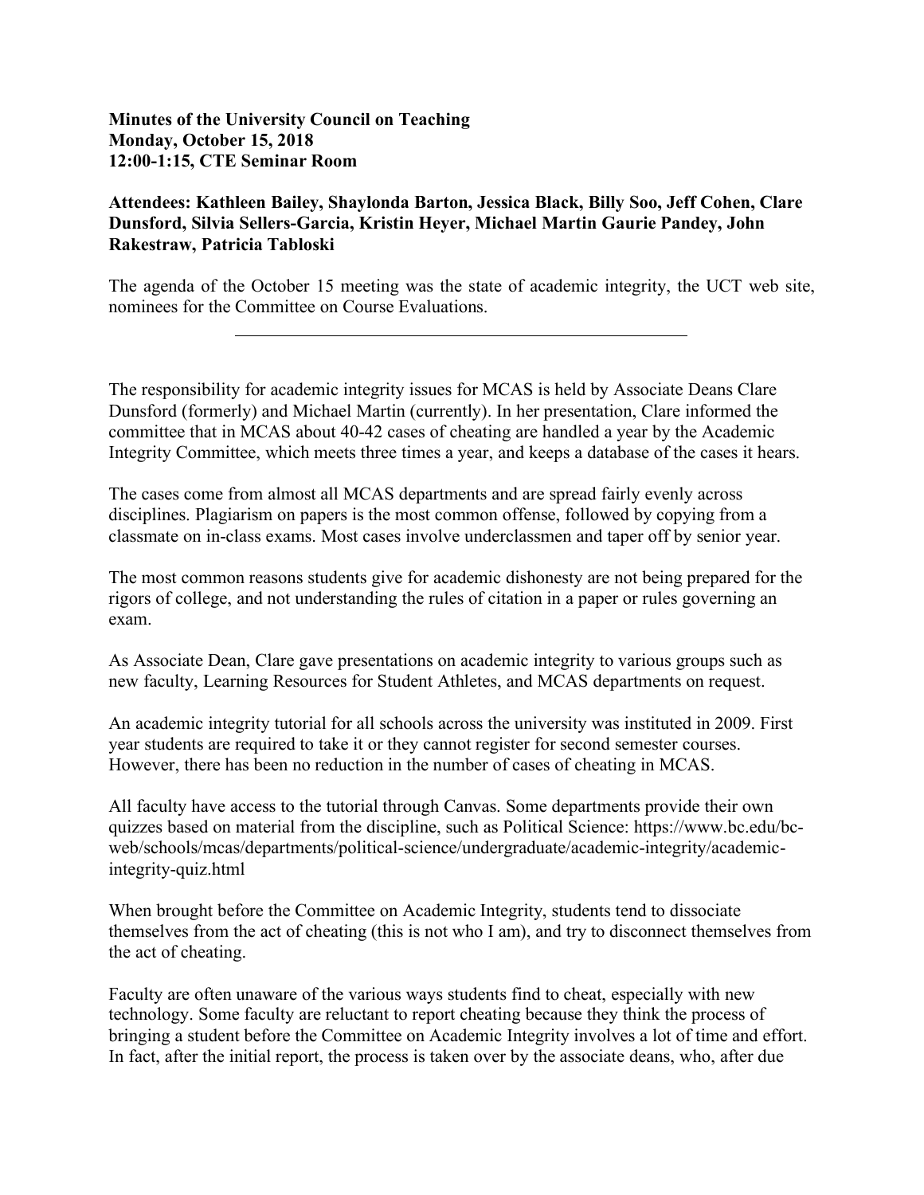**Minutes of the University Council on Teaching**
**Monday, October 15, 2018**
**12:00-1:15, CTE Seminar Room**

**Attendees: Kathleen Bailey, Shaylonda Barton, Jessica Black, Billy Soo, Jeff Cohen, Clare Dunsford, Silvia Sellers-Garcia, Kristin Heyer, Michael Martin Gaurie Pandey, John Rakestraw, Patricia Tabloski**

The agenda of the October 15 meeting was the state of academic integrity, the UCT web site, nominees for the Committee on Course Evaluations.

---

The responsibility for academic integrity issues for MCAS is held by Associate Deans Clare Dunsford (formerly) and Michael Martin (currently). In her presentation, Clare informed the committee that in MCAS about 40-42 cases of cheating are handled a year by the Academic Integrity Committee, which meets three times a year, and keeps a database of the cases it hears.

The cases come from almost all MCAS departments and are spread fairly evenly across disciplines. Plagiarism on papers is the most common offense, followed by copying from a classmate on in-class exams. Most cases involve underclassmen and taper off by senior year.

The most common reasons students give for academic dishonesty are not being prepared for the rigors of college, and not understanding the rules of citation in a paper or rules governing an exam.

As Associate Dean, Clare gave presentations on academic integrity to various groups such as new faculty, Learning Resources for Student Athletes, and MCAS departments on request.

An academic integrity tutorial for all schools across the university was instituted in 2009. First year students are required to take it or they cannot register for second semester courses. However, there has been no reduction in the number of cases of cheating in MCAS.

All faculty have access to the tutorial through Canvas. Some departments provide their own quizzes based on material from the discipline, such as Political Science: https://www.bc.edu/bc-web/schools/mcas/departments/political-science/undergraduate/academic-integrity/academic-integrity-quiz.html

When brought before the Committee on Academic Integrity, students tend to dissociate themselves from the act of cheating (this is not who I am), and try to disconnect themselves from the act of cheating.

Faculty are often unaware of the various ways students find to cheat, especially with new technology. Some faculty are reluctant to report cheating because they think the process of bringing a student before the Committee on Academic Integrity involves a lot of time and effort. In fact, after the initial report, the process is taken over by the associate deans, who, after due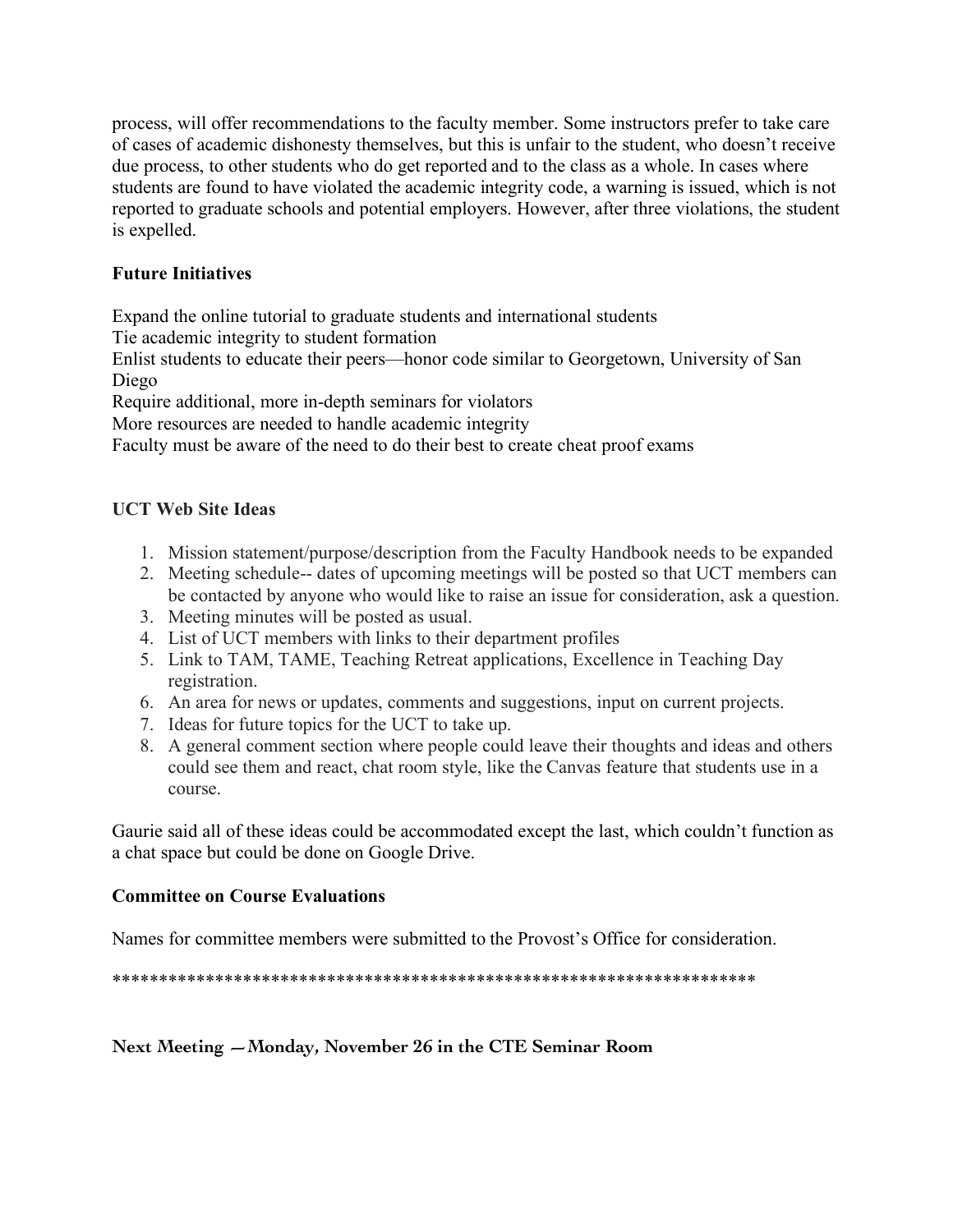process, will offer recommendations to the faculty member. Some instructors prefer to take care of cases of academic dishonesty themselves, but this is unfair to the student, who doesn't receive due process, to other students who do get reported and to the class as a whole. In cases where students are found to have violated the academic integrity code, a warning is issued, which is not reported to graduate schools and potential employers. However, after three violations, the student is expelled.

**Future Initiatives**

Expand the online tutorial to graduate students and international students
Tie academic integrity to student formation
Enlist students to educate their peers—honor code similar to Georgetown, University of San Diego
Require additional, more in-depth seminars for violators
More resources are needed to handle academic integrity
Faculty must be aware of the need to do their best to create cheat proof exams

**UCT Web Site Ideas**

1. Mission statement/purpose/description from the Faculty Handbook needs to be expanded
2. Meeting schedule-- dates of upcoming meetings will be posted so that UCT members can be contacted by anyone who would like to raise an issue for consideration, ask a question.
3. Meeting minutes will be posted as usual.
4. List of UCT members with links to their department profiles
5. Link to TAM, TAME, Teaching Retreat applications, Excellence in Teaching Day registration.
6. An area for news or updates, comments and suggestions, input on current projects.
7. Ideas for future topics for the UCT to take up.
8. A general comment section where people could leave their thoughts and ideas and others could see them and react, chat room style, like the Canvas feature that students use in a course.

Gaurie said all of these ideas could be accommodated except the last, which couldn't function as a chat space but could be done on Google Drive.

**Committee on Course Evaluations**

Names for committee members were submitted to the Provost's Office for consideration.

*********************************************************************

**Next Meeting —Monday, November 26 in the CTE Seminar Room**